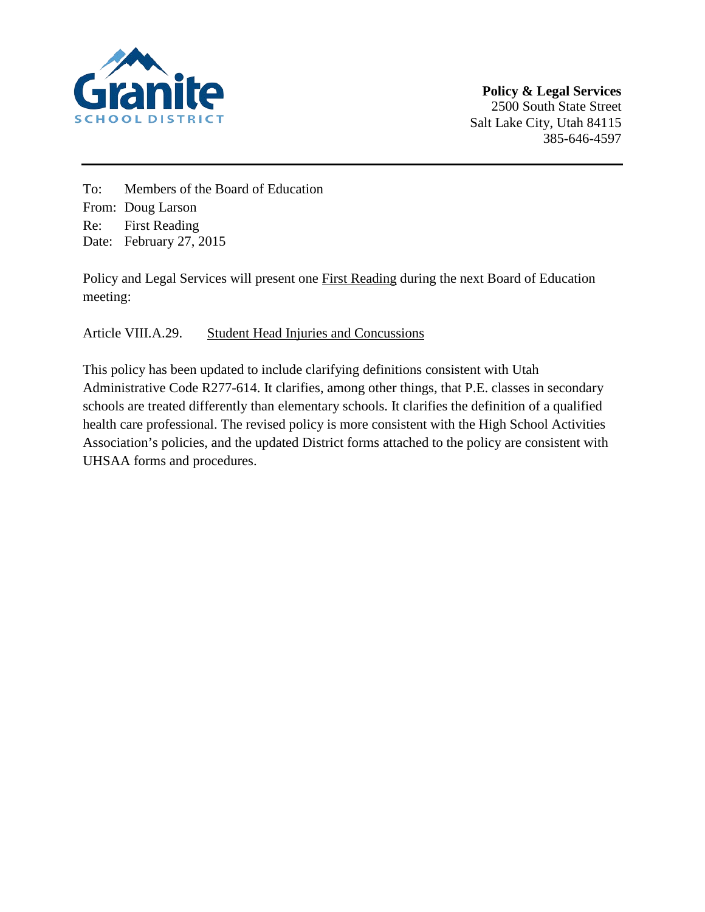**Granite**
SCHOOL DISTRICT

**Policy & Legal Services**
2500 South State Street
Salt Lake City, Utah 84115
385-646-4597

---

To: Members of the Board of Education
From: Doug Larson
Re: First Reading
Date: February 27, 2015

Policy and Legal Services will present one First Reading during the next Board of Education meeting:

Article VIII.A.29. Student Head Injuries and Concussions

This policy has been updated to include clarifying definitions consistent with Utah Administrative Code R277-614. It clarifies, among other things, that P.E. classes in secondary schools are treated differently than elementary schools. It clarifies the definition of a qualified health care professional. The revised policy is more consistent with the High School Activities Association's policies, and the updated District forms attached to the policy are consistent with UHSAA forms and procedures.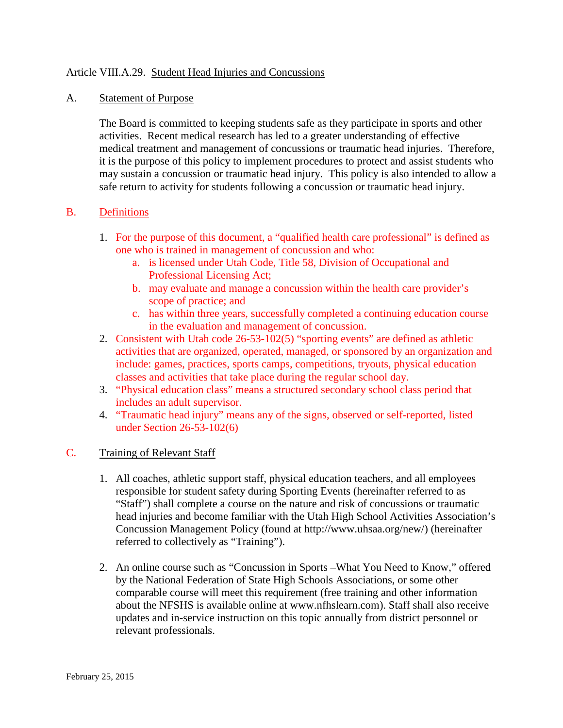Article VIII.A.29. Student Head Injuries and Concussions

A. Statement of Purpose

The Board is committed to keeping students safe as they participate in sports and other activities. Recent medical research has led to a greater understanding of effective medical treatment and management of concussions or traumatic head injuries. Therefore, it is the purpose of this policy to implement procedures to protect and assist students who may sustain a concussion or traumatic head injury. This policy is also intended to allow a safe return to activity for students following a concussion or traumatic head injury.

B. Definitions

1. For the purpose of this document, a "qualified health care professional" is defined as one who is trained in management of concussion and who:
   a. is licensed under Utah Code, Title 58, Division of Occupational and Professional Licensing Act;
   b. may evaluate and manage a concussion within the health care provider's scope of practice; and
   c. has within three years, successfully completed a continuing education course in the evaluation and management of concussion.
2. Consistent with Utah code 26-53-102(5) "sporting events" are defined as athletic activities that are organized, operated, managed, or sponsored by an organization and include: games, practices, sports camps, competitions, tryouts, physical education classes and activities that take place during the regular school day.
3. "Physical education class" means a structured secondary school class period that includes an adult supervisor.
4. "Traumatic head injury" means any of the signs, observed or self-reported, listed under Section 26-53-102(6)

C. Training of Relevant Staff

1. All coaches, athletic support staff, physical education teachers, and all employees responsible for student safety during Sporting Events (hereinafter referred to as "Staff") shall complete a course on the nature and risk of concussions or traumatic head injuries and become familiar with the Utah High School Activities Association's Concussion Management Policy (found at http://www.uhsaa.org/new/) (hereinafter referred to collectively as "Training").

2. An online course such as "Concussion in Sports –What You Need to Know," offered by the National Federation of State High Schools Associations, or some other comparable course will meet this requirement (free training and other information about the NFSHS is available online at www.nfhslearn.com). Staff shall also receive updates and in-service instruction on this topic annually from district personnel or relevant professionals.

February 25, 2015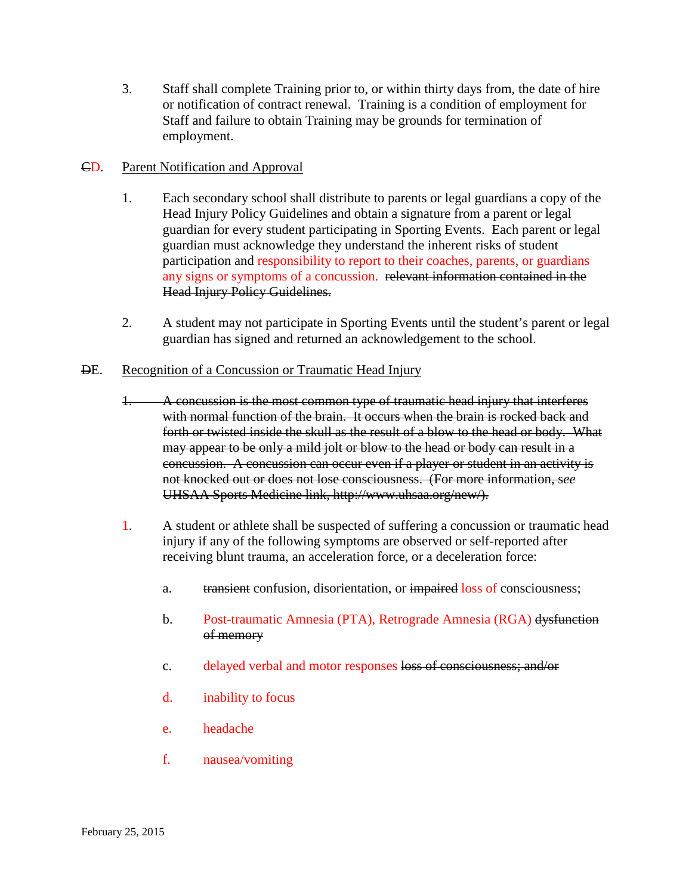3. Staff shall complete Training prior to, or within thirty days from, the date of hire or notification of contract renewal. Training is a condition of employment for Staff and failure to obtain Training may be grounds for termination of employment.

~~C~~D. Parent Notification and Approval

1. Each secondary school shall distribute to parents or legal guardians a copy of the Head Injury Policy Guidelines and obtain a signature from a parent or legal guardian for every student participating in Sporting Events. Each parent or legal guardian must acknowledge they understand the inherent risks of student participation and responsibility to report to their coaches, parents, or guardians any signs or symptoms of a concussion. ~~relevant information contained in the Head Injury Policy Guidelines.~~

2. A student may not participate in Sporting Events until the student's parent or legal guardian has signed and returned an acknowledgement to the school.

~~D~~E. Recognition of a Concussion or Traumatic Head Injury

~~1. A concussion is the most common type of traumatic head injury that interferes with normal function of the brain. It occurs when the brain is rocked back and forth or twisted inside the skull as the result of a blow to the head or body. What may appear to be only a mild jolt or blow to the head or body can result in a concussion. A concussion can occur even if a player or student in an activity is not knocked out or does not lose consciousness. (For more information, *see* UHSAA Sports Medicine link, http://www.uhsaa.org/new/).~~

1. A student or athlete shall be suspected of suffering a concussion or traumatic head injury if any of the following symptoms are observed or self-reported after receiving blunt trauma, an acceleration force, or a deceleration force:

   a. ~~transient~~ confusion, disorientation, or ~~impaired~~ loss of consciousness;

   b. Post-traumatic Amnesia (PTA), Retrograde Amnesia (RGA) ~~dysfunction of memory~~

   c. delayed verbal and motor responses ~~loss of consciousness; and/or~~

   d. inability to focus

   e. headache

   f. nausea/vomiting

February 25, 2015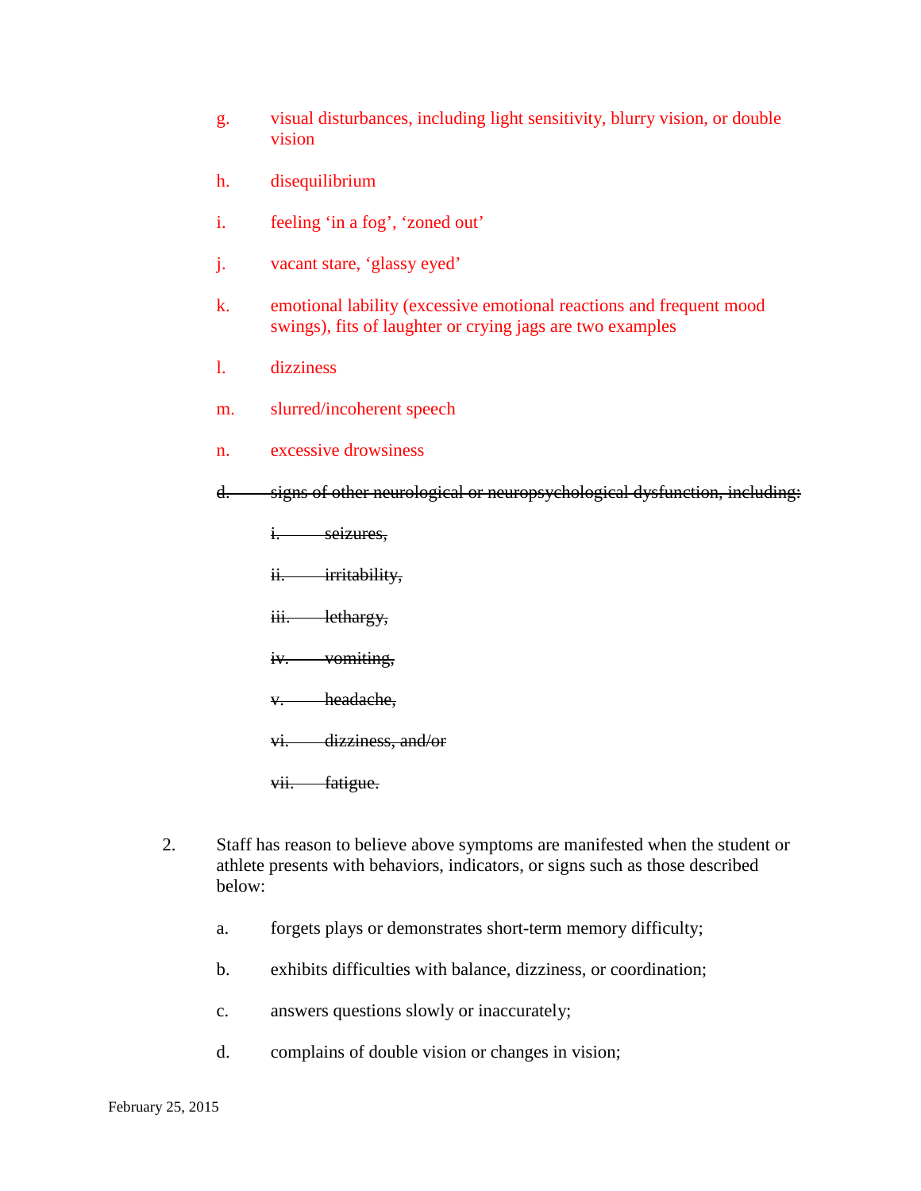g. visual disturbances, including light sensitivity, blurry vision, or double vision

h. disequilibrium

i. feeling ‘in a fog’, ‘zoned out’

j. vacant stare, ‘glassy eyed’

k. emotional lability (excessive emotional reactions and frequent mood swings), fits of laughter or crying jags are two examples

l. dizziness

m. slurred/incoherent speech

n. excessive drowsiness

~~d. signs of other neurological or neuropsychological dysfunction, including:~~

~~i. seizures,~~

~~ii. irritability,~~

~~iii. lethargy,~~

~~iv. vomiting,~~

~~v. headache,~~

~~vi. dizziness, and/or~~

~~vii. fatigue.~~

2. Staff has reason to believe above symptoms are manifested when the student or athlete presents with behaviors, indicators, or signs such as those described below:

   a. forgets plays or demonstrates short-term memory difficulty;

   b. exhibits difficulties with balance, dizziness, or coordination;

   c. answers questions slowly or inaccurately;

   d. complains of double vision or changes in vision;

February 25, 2015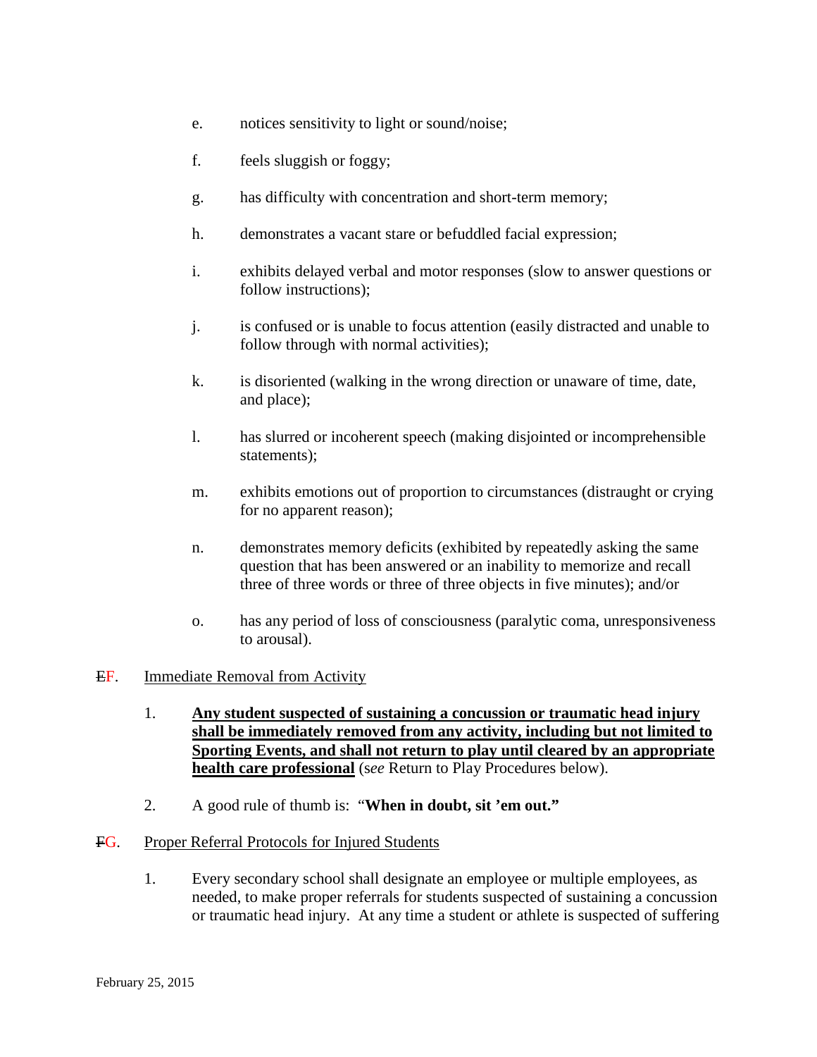e. notices sensitivity to light or sound/noise;

f. feels sluggish or foggy;

g. has difficulty with concentration and short-term memory;

h. demonstrates a vacant stare or befuddled facial expression;

i. exhibits delayed verbal and motor responses (slow to answer questions or follow instructions);

j. is confused or is unable to focus attention (easily distracted and unable to follow through with normal activities);

k. is disoriented (walking in the wrong direction or unaware of time, date, and place);

l. has slurred or incoherent speech (making disjointed or incomprehensible statements);

m. exhibits emotions out of proportion to circumstances (distraught or crying for no apparent reason);

n. demonstrates memory deficits (exhibited by repeatedly asking the same question that has been answered or an inability to memorize and recall three of three words or three of three objects in five minutes); and/or

o. has any period of loss of consciousness (paralytic coma, unresponsiveness to arousal).

## ~~E~~F. Immediate Removal from Activity

1. **Any student suspected of sustaining a concussion or traumatic head injury shall be immediately removed from any activity, including but not limited to Sporting Events, and shall not return to play until cleared by an appropriate health care professional** (*see* Return to Play Procedures below).

2. A good rule of thumb is: "**When in doubt, sit 'em out.**"

## ~~F~~G. Proper Referral Protocols for Injured Students

1. Every secondary school shall designate an employee or multiple employees, as needed, to make proper referrals for students suspected of sustaining a concussion or traumatic head injury. At any time a student or athlete is suspected of suffering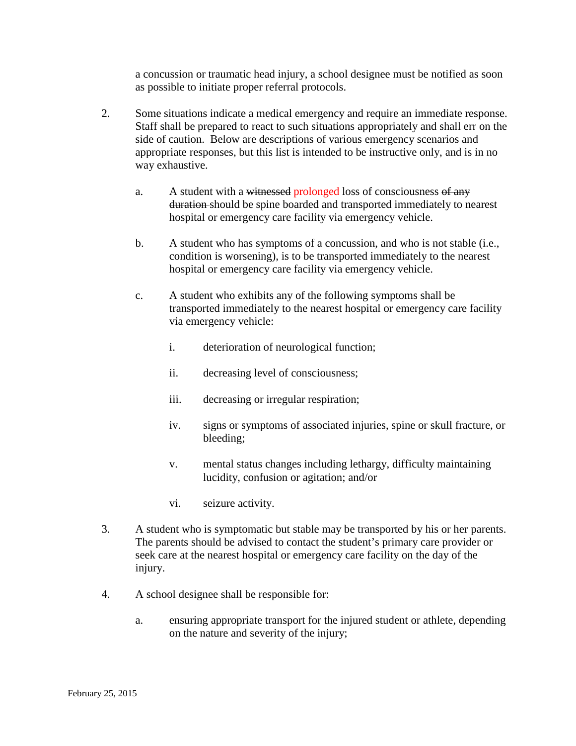a concussion or traumatic head injury, a school designee must be notified as soon as possible to initiate proper referral protocols.

2. Some situations indicate a medical emergency and require an immediate response. Staff shall be prepared to react to such situations appropriately and shall err on the side of caution. Below are descriptions of various emergency scenarios and appropriate responses, but this list is intended to be instructive only, and is in no way exhaustive.

   a. A student with a ~~witnessed~~ prolonged loss of consciousness ~~of any duration~~ should be spine boarded and transported immediately to nearest hospital or emergency care facility via emergency vehicle.

   b. A student who has symptoms of a concussion, and who is not stable (i.e., condition is worsening), is to be transported immediately to the nearest hospital or emergency care facility via emergency vehicle.

   c. A student who exhibits any of the following symptoms shall be transported immediately to the nearest hospital or emergency care facility via emergency vehicle:

      i. deterioration of neurological function;

      ii. decreasing level of consciousness;

      iii. decreasing or irregular respiration;

      iv. signs or symptoms of associated injuries, spine or skull fracture, or bleeding;

      v. mental status changes including lethargy, difficulty maintaining lucidity, confusion or agitation; and/or

      vi. seizure activity.

3. A student who is symptomatic but stable may be transported by his or her parents. The parents should be advised to contact the student's primary care provider or seek care at the nearest hospital or emergency care facility on the day of the injury.

4. A school designee shall be responsible for:

   a. ensuring appropriate transport for the injured student or athlete, depending on the nature and severity of the injury;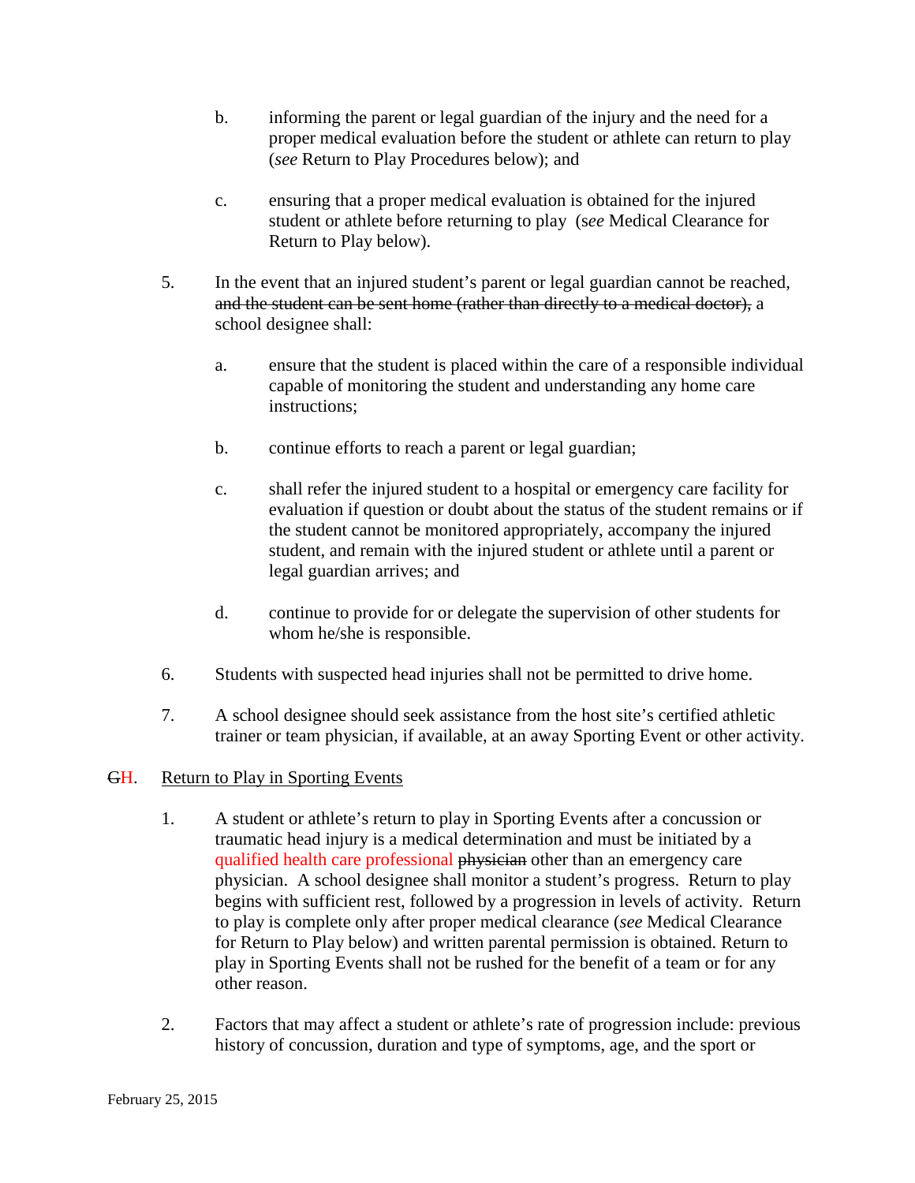b. informing the parent or legal guardian of the injury and the need for a proper medical evaluation before the student or athlete can return to play (*see* Return to Play Procedures below); and

   c. ensuring that a proper medical evaluation is obtained for the injured student or athlete before returning to play (s*ee* Medical Clearance for Return to Play below).

5. In the event that an injured student's parent or legal guardian cannot be reached, ~~and the student can be sent home (rather than directly to a medical doctor),~~ a school designee shall:

   a. ensure that the student is placed within the care of a responsible individual capable of monitoring the student and understanding any home care instructions;

   b. continue efforts to reach a parent or legal guardian;

   c. shall refer the injured student to a hospital or emergency care facility for evaluation if question or doubt about the status of the student remains or if the student cannot be monitored appropriately, accompany the injured student, and remain with the injured student or athlete until a parent or legal guardian arrives; and

   d. continue to provide for or delegate the supervision of other students for whom he/she is responsible.

6. Students with suspected head injuries shall not be permitted to drive home.

7. A school designee should seek assistance from the host site's certified athletic trainer or team physician, if available, at an away Sporting Event or other activity.

~~G~~H. <u>Return to Play in Sporting Events</u>

1. A student or athlete's return to play in Sporting Events after a concussion or traumatic head injury is a medical determination and must be initiated by a qualified health care professional ~~physician~~ other than an emergency care physician. A school designee shall monitor a student's progress. Return to play begins with sufficient rest, followed by a progression in levels of activity. Return to play is complete only after proper medical clearance (*see* Medical Clearance for Return to Play below) and written parental permission is obtained. Return to play in Sporting Events shall not be rushed for the benefit of a team or for any other reason.

2. Factors that may affect a student or athlete's rate of progression include: previous history of concussion, duration and type of symptoms, age, and the sport or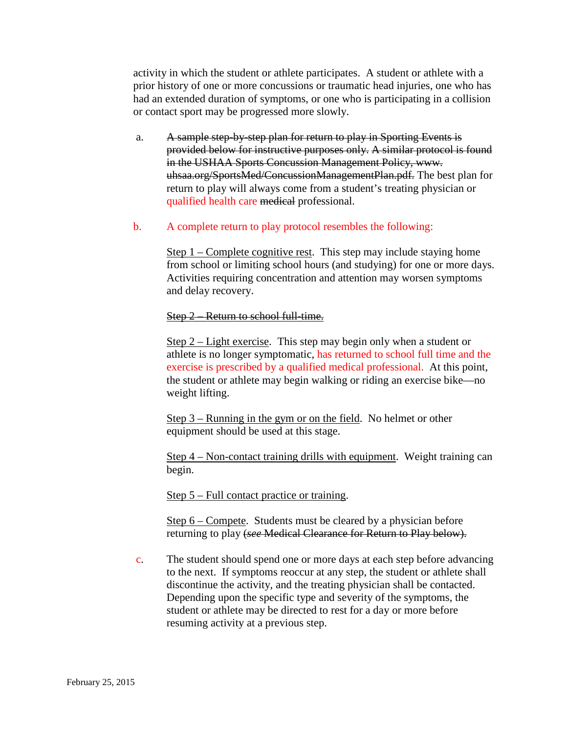activity in which the student or athlete participates. A student or athlete with a prior history of one or more concussions or traumatic head injuries, one who has had an extended duration of symptoms, or one who is participating in a collision or contact sport may be progressed more slowly.

a. ~~A sample step-by-step plan for return to play in Sporting Events is provided below for instructive purposes only. A similar protocol is found in the USHAA Sports Concussion Management Policy, www. uhsaa.org/SportsMed/ConcussionManagementPlan.pdf.~~ The best plan for return to play will always come from a student's treating physician or qualified health care ~~medical~~ professional.

b. A complete return to play protocol resembles the following:

<u>Step 1 – Complete cognitive rest</u>. This step may include staying home from school or limiting school hours (and studying) for one or more days. Activities requiring concentration and attention may worsen symptoms and delay recovery.

~~Step 2 – Return to school full-time.~~

<u>Step 2 – Light exercise</u>. This step may begin only when a student or athlete is no longer symptomatic, has returned to school full time and the exercise is prescribed by a qualified medical professional. At this point, the student or athlete may begin walking or riding an exercise bike—no weight lifting.

<u>Step 3 – Running in the gym or on the field</u>. No helmet or other equipment should be used at this stage.

<u>Step 4 – Non-contact training drills with equipment</u>. Weight training can begin.

<u>Step 5 – Full contact practice or training</u>.

<u>Step 6 – Compete</u>. Students must be cleared by a physician before returning to play ~~(*see* Medical Clearance for Return to Play below).~~

c. The student should spend one or more days at each step before advancing to the next. If symptoms reoccur at any step, the student or athlete shall discontinue the activity, and the treating physician shall be contacted. Depending upon the specific type and severity of the symptoms, the student or athlete may be directed to rest for a day or more before resuming activity at a previous step.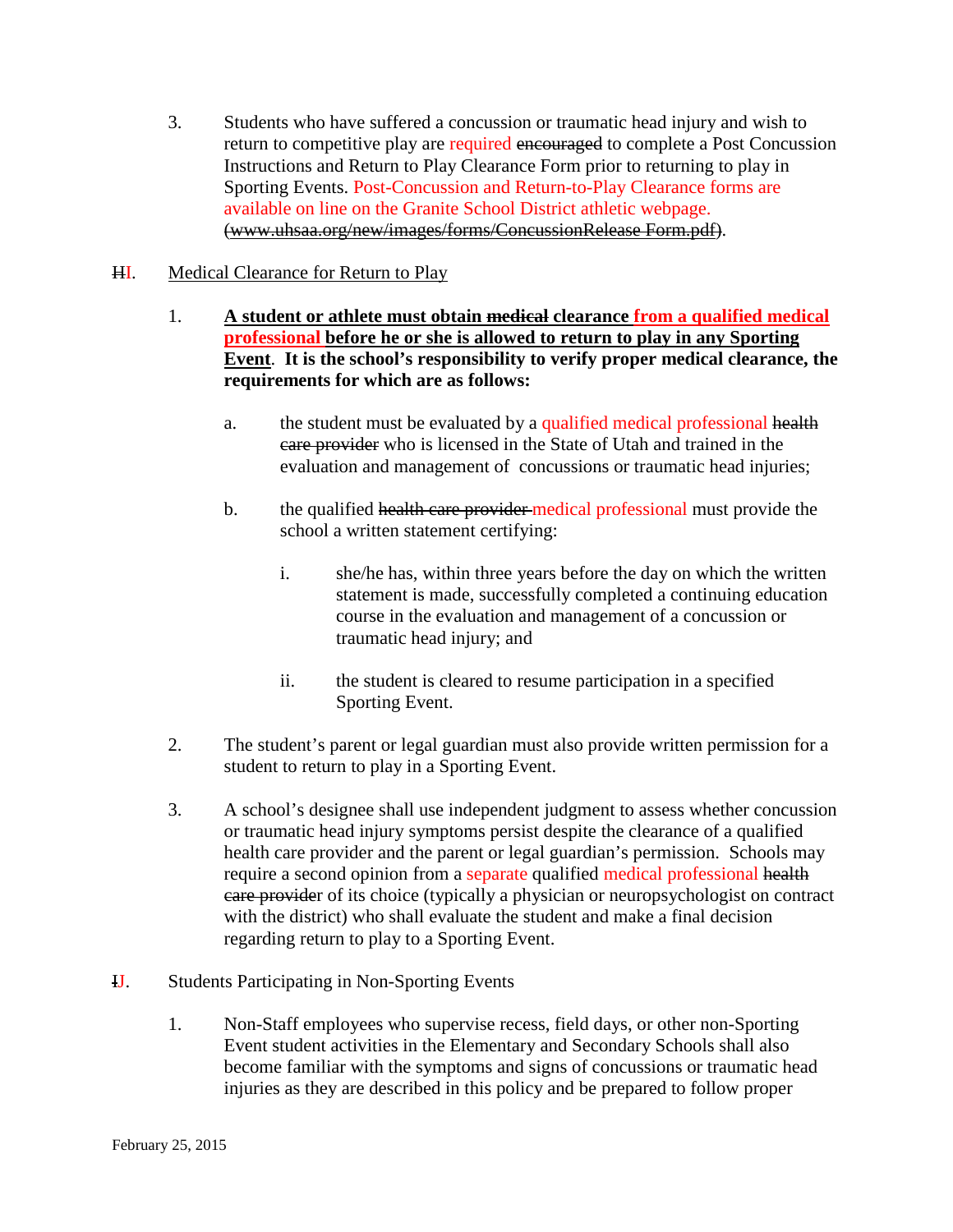3. Students who have suffered a concussion or traumatic head injury and wish to return to competitive play are required ~~encouraged~~ to complete a Post Concussion Instructions and Return to Play Clearance Form prior to returning to play in Sporting Events. Post-Concussion and Return-to-Play Clearance forms are available on line on the Granite School District athletic webpage. ~~(www.uhsaa.org/new/images/forms/ConcussionRelease Form.pdf)~~.

~~H~~I. <u>Medical Clearance for Return to Play</u>

1. **<u>A student or athlete must obtain ~~medical~~ clearance from a qualified medical professional before he or she is allowed to return to play in any Sporting Event</u>. It is the school's responsibility to verify proper medical clearance, the requirements for which are as follows:**

   a. the student must be evaluated by a qualified medical professional ~~health care provider~~ who is licensed in the State of Utah and trained in the evaluation and management of concussions or traumatic head injuries;

   b. the qualified ~~health care provider~~ medical professional must provide the school a written statement certifying:

      i. she/he has, within three years before the day on which the written statement is made, successfully completed a continuing education course in the evaluation and management of a concussion or traumatic head injury; and

      ii. the student is cleared to resume participation in a specified Sporting Event.

2. The student's parent or legal guardian must also provide written permission for a student to return to play in a Sporting Event.

3. A school's designee shall use independent judgment to assess whether concussion or traumatic head injury symptoms persist despite the clearance of a qualified health care provider and the parent or legal guardian's permission. Schools may require a second opinion from a separate qualified medical professional ~~health care provider~~ of its choice (typically a physician or neuropsychologist on contract with the district) who shall evaluate the student and make a final decision regarding return to play to a Sporting Event.

~~I~~J. Students Participating in Non-Sporting Events

1. Non-Staff employees who supervise recess, field days, or other non-Sporting Event student activities in the Elementary and Secondary Schools shall also become familiar with the symptoms and signs of concussions or traumatic head injuries as they are described in this policy and be prepared to follow proper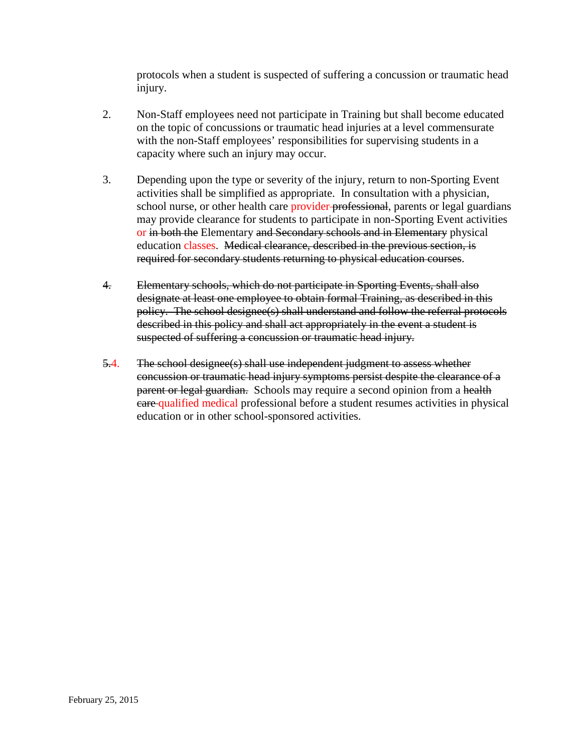protocols when a student is suspected of suffering a concussion or traumatic head injury.

2. Non-Staff employees need not participate in Training but shall become educated on the topic of concussions or traumatic head injuries at a level commensurate with the non-Staff employees' responsibilities for supervising students in a capacity where such an injury may occur.

3. Depending upon the type or severity of the injury, return to non-Sporting Event activities shall be simplified as appropriate. In consultation with a physician, school nurse, or other health care provider ~~professional~~, parents or legal guardians may provide clearance for students to participate in non-Sporting Event activities or ~~in both the~~ Elementary ~~and Secondary schools and in Elementary~~ physical education classes. ~~Medical clearance, described in the previous section, is required for secondary students returning to physical education courses~~.

~~4.~~ ~~Elementary schools, which do not participate in Sporting Events, shall also designate at least one employee to obtain formal Training, as described in this policy. The school designee(s) shall understand and follow the referral protocols described in this policy and shall act appropriately in the event a student is suspected of suffering a concussion or traumatic head injury.~~

~~5.~~4. ~~The school designee(s) shall use independent judgment to assess whether concussion or traumatic head injury symptoms persist despite the clearance of a parent or legal guardian.~~ Schools may require a second opinion from a ~~health care~~ qualified medical professional before a student resumes activities in physical education or in other school-sponsored activities.

February 25, 2015